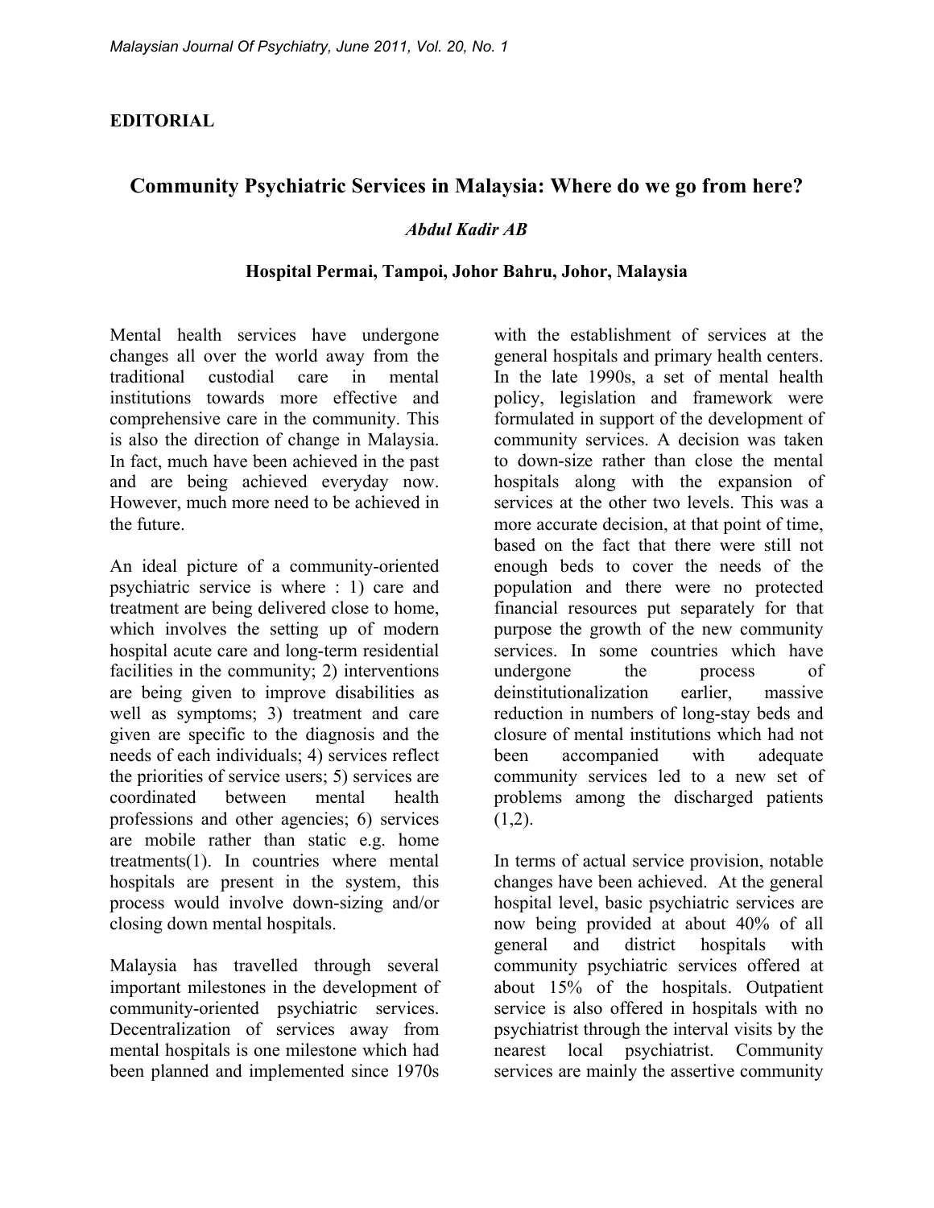**EDITORIAL**

# Community Psychiatric Services in Malaysia: Where do we go from here?

*Abdul Kadir AB*

**Hospital Permai, Tampoi, Johor Bahru, Johor, Malaysia**

Mental health services have undergone changes all over the world away from the traditional custodial care in mental institutions towards more effective and comprehensive care in the community. This is also the direction of change in Malaysia. In fact, much have been achieved in the past and are being achieved everyday now. However, much more need to be achieved in the future.

An ideal picture of a community-oriented psychiatric service is where : 1) care and treatment are being delivered close to home, which involves the setting up of modern hospital acute care and long-term residential facilities in the community; 2) interventions are being given to improve disabilities as well as symptoms; 3) treatment and care given are specific to the diagnosis and the needs of each individuals; 4) services reflect the priorities of service users; 5) services are coordinated between mental health professions and other agencies; 6) services are mobile rather than static e.g. home treatments(1). In countries where mental hospitals are present in the system, this process would involve down-sizing and/or closing down mental hospitals.

Malaysia has travelled through several important milestones in the development of community-oriented psychiatric services. Decentralization of services away from mental hospitals is one milestone which had been planned and implemented since 1970s with the establishment of services at the general hospitals and primary health centers. In the late 1990s, a set of mental health policy, legislation and framework were formulated in support of the development of community services. A decision was taken to down-size rather than close the mental hospitals along with the expansion of services at the other two levels. This was a more accurate decision, at that point of time, based on the fact that there were still not enough beds to cover the needs of the population and there were no protected financial resources put separately for that purpose the growth of the new community services. In some countries which have undergone the process of deinstitutionalization earlier, massive reduction in numbers of long-stay beds and closure of mental institutions which had not been accompanied with adequate community services led to a new set of problems among the discharged patients (1,2).

In terms of actual service provision, notable changes have been achieved. At the general hospital level, basic psychiatric services are now being provided at about 40% of all general and district hospitals with community psychiatric services offered at about 15% of the hospitals. Outpatient service is also offered in hospitals with no psychiatrist through the interval visits by the nearest local psychiatrist. Community services are mainly the assertive community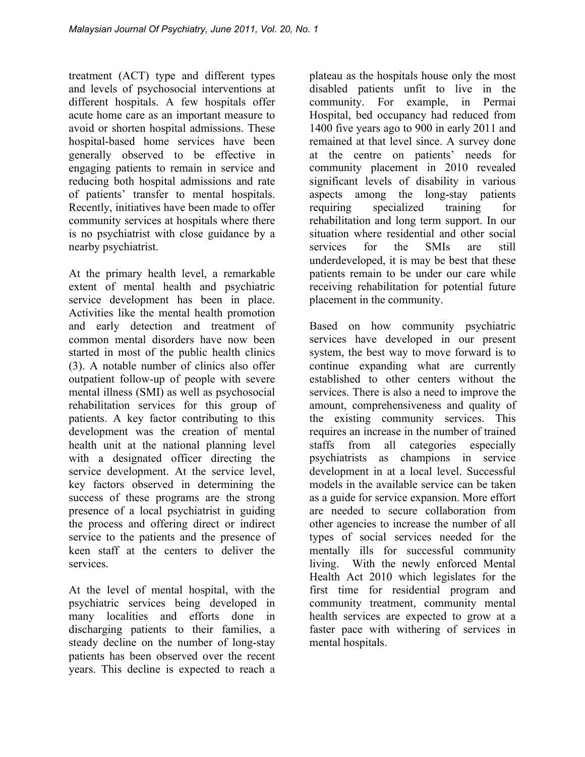treatment (ACT) type and different types and levels of psychosocial interventions at different hospitals. A few hospitals offer acute home care as an important measure to avoid or shorten hospital admissions. These hospital-based home services have been generally observed to be effective in engaging patients to remain in service and reducing both hospital admissions and rate of patients' transfer to mental hospitals. Recently, initiatives have been made to offer community services at hospitals where there is no psychiatrist with close guidance by a nearby psychiatrist.

At the primary health level, a remarkable extent of mental health and psychiatric service development has been in place. Activities like the mental health promotion and early detection and treatment of common mental disorders have now been started in most of the public health clinics (3). A notable number of clinics also offer outpatient follow-up of people with severe mental illness (SMI) as well as psychosocial rehabilitation services for this group of patients. A key factor contributing to this development was the creation of mental health unit at the national planning level with a designated officer directing the service development. At the service level, key factors observed in determining the success of these programs are the strong presence of a local psychiatrist in guiding the process and offering direct or indirect service to the patients and the presence of keen staff at the centers to deliver the services.

At the level of mental hospital, with the psychiatric services being developed in many localities and efforts done in discharging patients to their families, a steady decline on the number of long-stay patients has been observed over the recent years. This decline is expected to reach a plateau as the hospitals house only the most disabled patients unfit to live in the community. For example, in Permai Hospital, bed occupancy had reduced from 1400 five years ago to 900 in early 2011 and remained at that level since. A survey done at the centre on patients' needs for community placement in 2010 revealed significant levels of disability in various aspects among the long-stay patients requiring specialized training for rehabilitation and long term support. In our situation where residential and other social services for the SMIs are still underdeveloped, it is may be best that these patients remain to be under our care while receiving rehabilitation for potential future placement in the community.

Based on how community psychiatric services have developed in our present system, the best way to move forward is to continue expanding what are currently established to other centers without the services. There is also a need to improve the amount, comprehensiveness and quality of the existing community services. This requires an increase in the number of trained staffs from all categories especially psychiatrists as champions in service development in at a local level. Successful models in the available service can be taken as a guide for service expansion. More effort are needed to secure collaboration from other agencies to increase the number of all types of social services needed for the mentally ills for successful community living. With the newly enforced Mental Health Act 2010 which legislates for the first time for residential program and community treatment, community mental health services are expected to grow at a faster pace with withering of services in mental hospitals.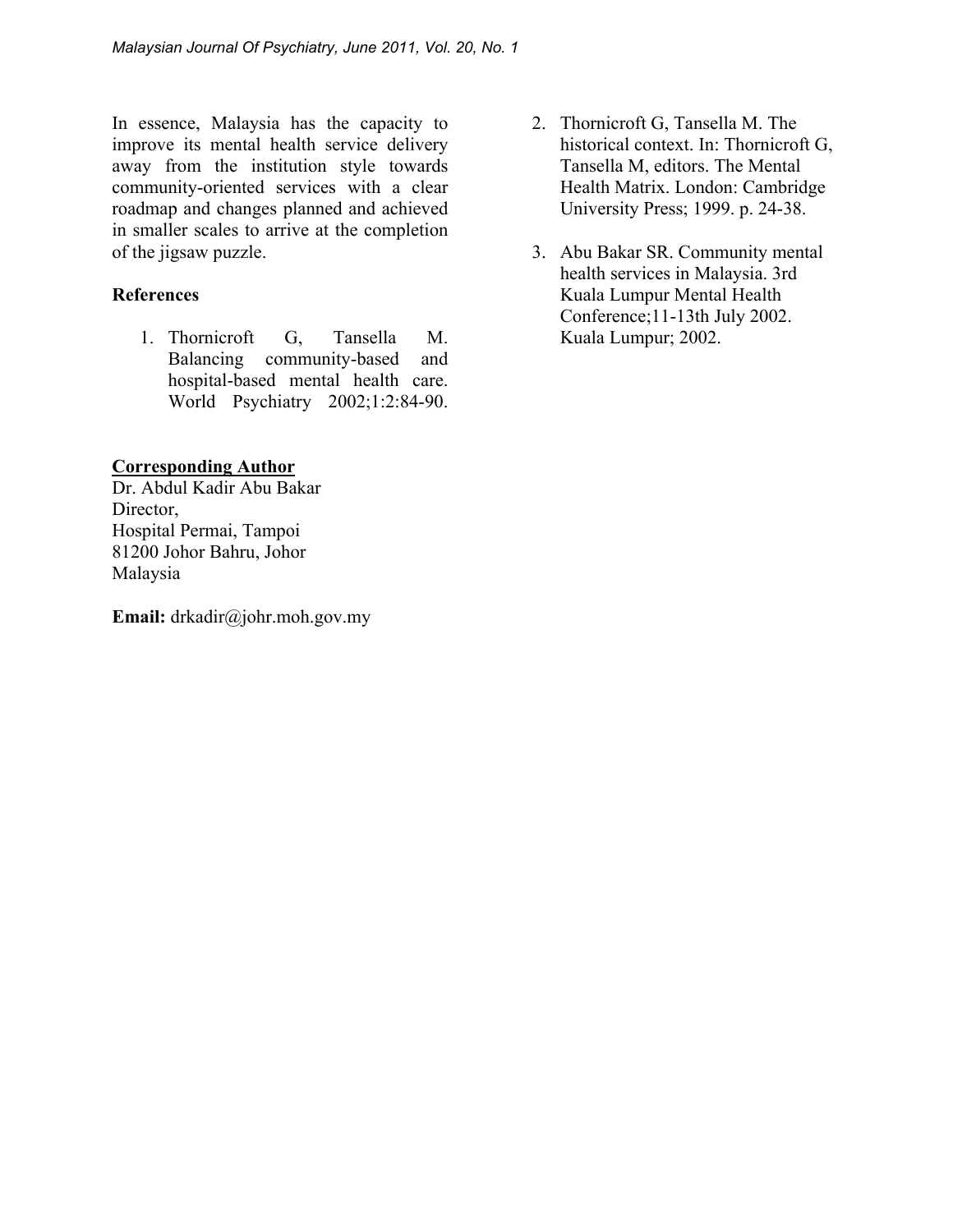In essence, Malaysia has the capacity to improve its mental health service delivery away from the institution style towards community-oriented services with a clear roadmap and changes planned and achieved in smaller scales to arrive at the completion of the jigsaw puzzle.

## References

1. Thornicroft G, Tansella M. Balancing community-based and hospital-based mental health care. World Psychiatry 2002;1:2:84-90.
2. Thornicroft G, Tansella M. The historical context. In: Thornicroft G, Tansella M, editors. The Mental Health Matrix. London: Cambridge University Press; 1999. p. 24-38.
3. Abu Bakar SR. Community mental health services in Malaysia. 3rd Kuala Lumpur Mental Health Conference;11-13th July 2002. Kuala Lumpur; 2002.

**Corresponding Author**

Dr. Abdul Kadir Abu Bakar
Director,
Hospital Permai, Tampoi
81200 Johor Bahru, Johor
Malaysia

**Email:** drkadir@johr.moh.gov.my